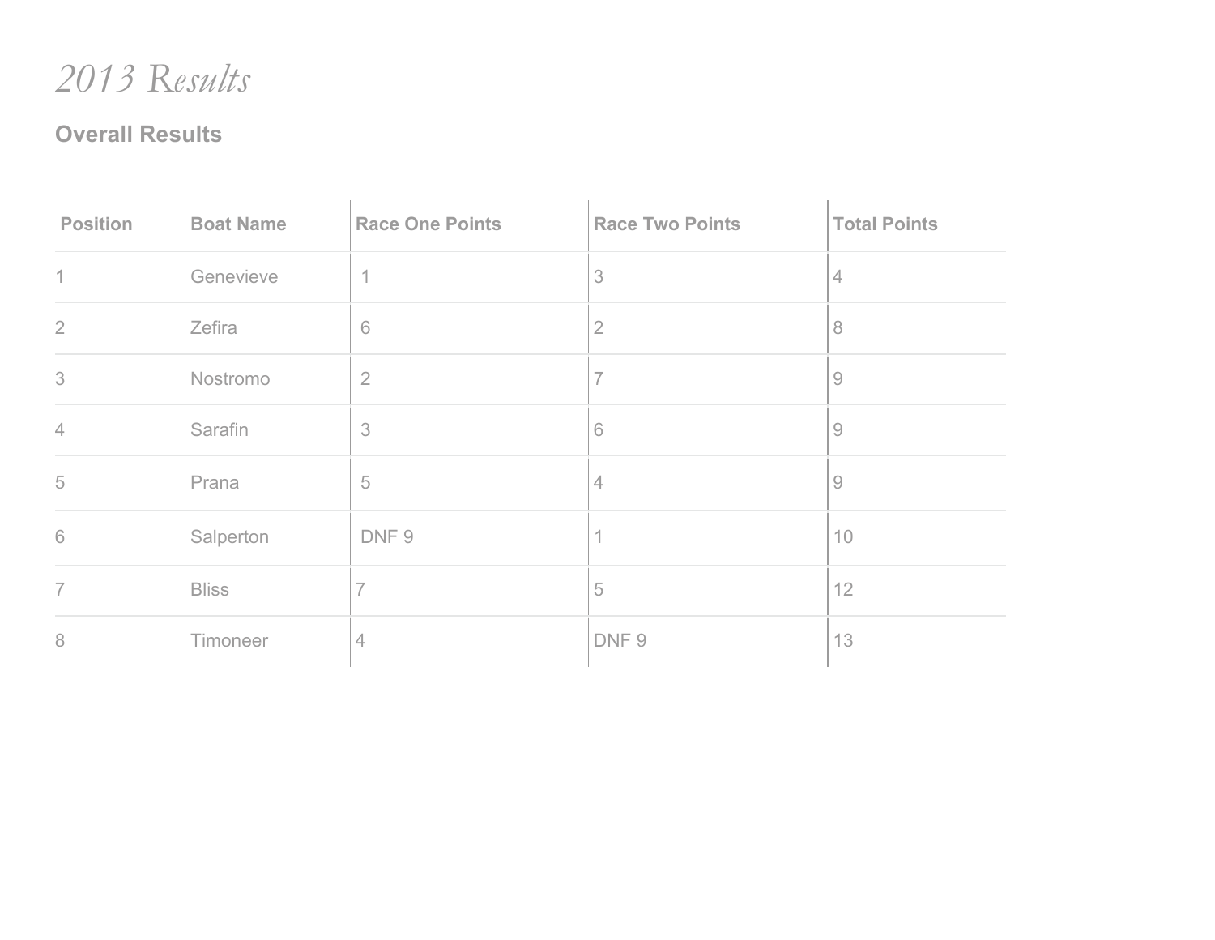# *2013 Results*

## Overall Results

| Position | Boat Name | Race One Points | Race Two Points | Total Points |
|---|---|---|---|---|
| 1 | Genevieve | 1 | 3 | 4 |
| 2 | Zefira | 6 | 2 | 8 |
| 3 | Nostromo | 2 | 7 | 9 |
| 4 | Sarafin | 3 | 6 | 9 |
| 5 | Prana | 5 | 4 | 9 |
| 6 | Salperton | DNF 9 | 1 | 10 |
| 7 | Bliss | 7 | 5 | 12 |
| 8 | Timoneer | 4 | DNF 9 | 13 |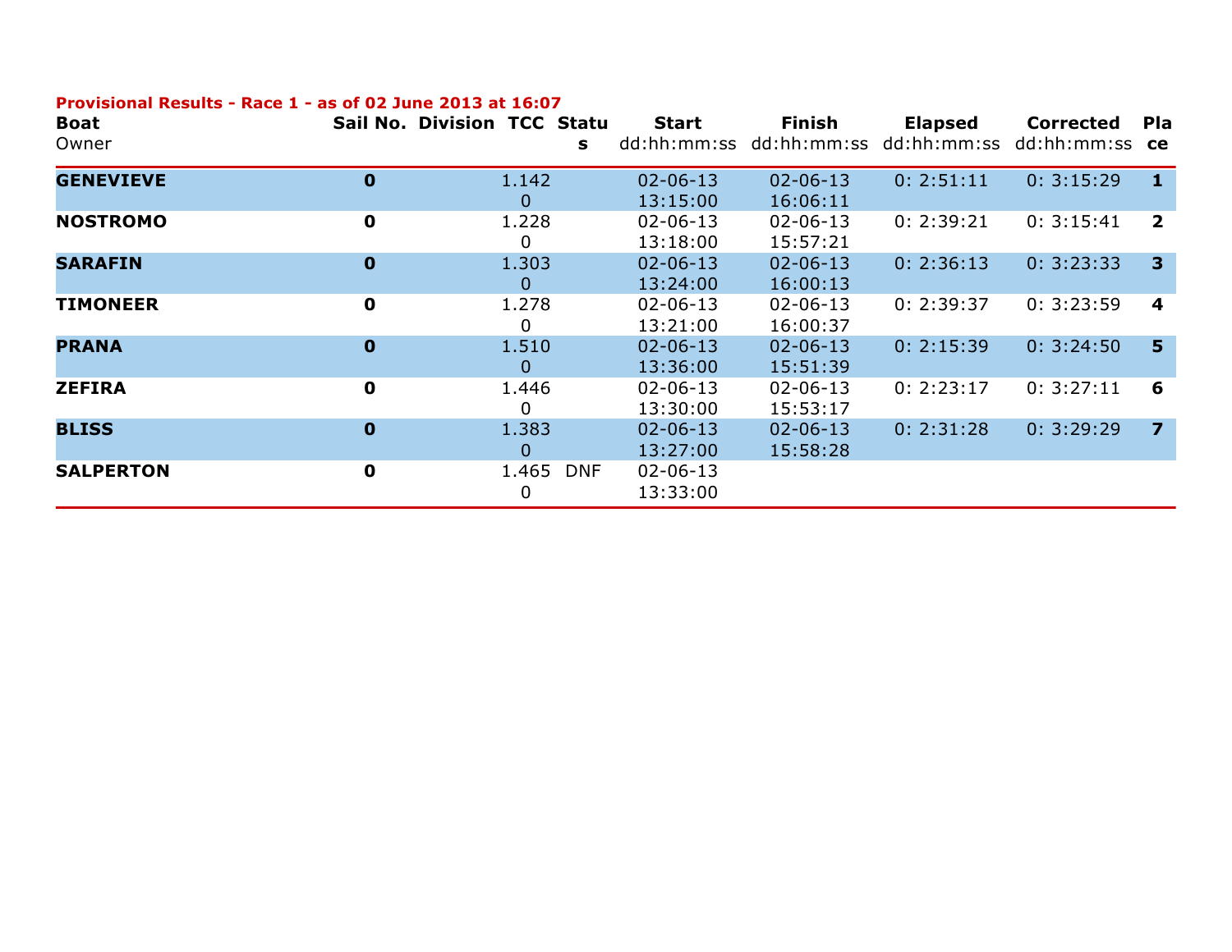**Provisional Results - Race 1 - as of 02 June 2013 at 16:07**

| Boat<br>Owner | Sail No. | Division | TCC | Status | Start<br>dd:hh:mm:ss | Finish<br>dd:hh:mm:ss | Elapsed<br>dd:hh:mm:ss | Corrected<br>dd:hh:mm:ss | Place |
|---|---|---|---|---|---|---|---|---|---|
| **GENEVIEVE** | **0** | | 1.1420 | | 02-06-13 13:15:00 | 02-06-13 16:06:11 | 0: 2:51:11 | 0: 3:15:29 | **1** |
| **NOSTROMO** | **0** | | 1.2280 | | 02-06-13 13:18:00 | 02-06-13 15:57:21 | 0: 2:39:21 | 0: 3:15:41 | **2** |
| **SARAFIN** | **0** | | 1.3030 | | 02-06-13 13:24:00 | 02-06-13 16:00:13 | 0: 2:36:13 | 0: 3:23:33 | **3** |
| **TIMONEER** | **0** | | 1.2780 | | 02-06-13 13:21:00 | 02-06-13 16:00:37 | 0: 2:39:37 | 0: 3:23:59 | **4** |
| **PRANA** | **0** | | 1.5100 | | 02-06-13 13:36:00 | 02-06-13 15:51:39 | 0: 2:15:39 | 0: 3:24:50 | **5** |
| **ZEFIRA** | **0** | | 1.4460 | | 02-06-13 13:30:00 | 02-06-13 15:53:17 | 0: 2:23:17 | 0: 3:27:11 | **6** |
| **BLISS** | **0** | | 1.3830 | | 02-06-13 13:27:00 | 02-06-13 15:58:28 | 0: 2:31:28 | 0: 3:29:29 | **7** |
| **SALPERTON** | **0** | | 1.4650 | DNF | 02-06-13 13:33:00 | | | | |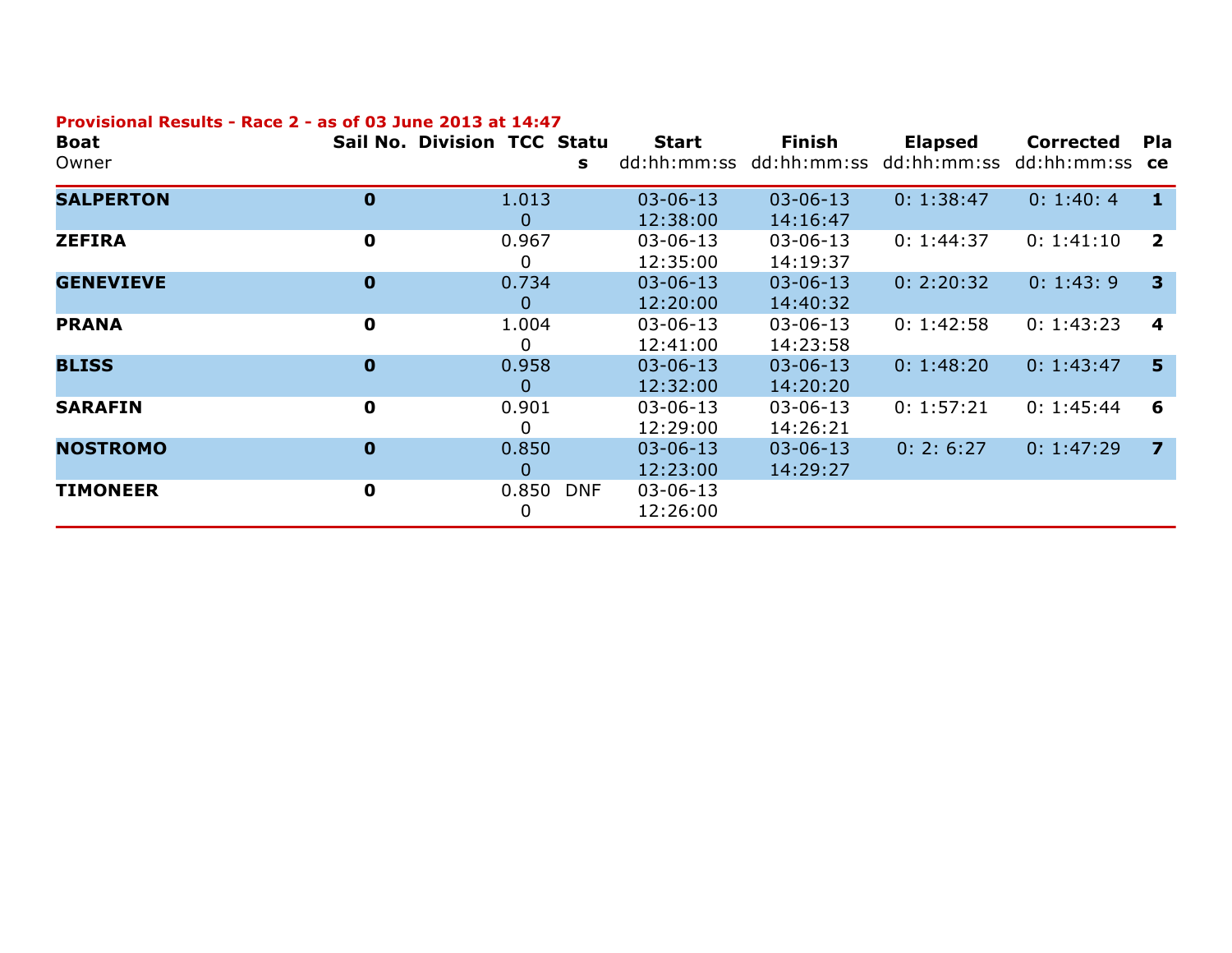**Provisional Results - Race 2 - as of 03 June 2013 at 14:47**

| Boat<br>Owner | Sail No. | Division | TCC | Status | Start<br>dd:hh:mm:ss | Finish<br>dd:hh:mm:ss | Elapsed<br>dd:hh:mm:ss | Corrected<br>dd:hh:mm:ss | Place |
|---|---|---|---|---|---|---|---|---|---|
| **SALPERTON** | **0** | | 1.013<br>0 | | 03-06-13<br>12:38:00 | 03-06-13<br>14:16:47 | 0: 1:38:47 | 0: 1:40: 4 | **1** |
| **ZEFIRA** | **0** | | 0.967<br>0 | | 03-06-13<br>12:35:00 | 03-06-13<br>14:19:37 | 0: 1:44:37 | 0: 1:41:10 | **2** |
| **GENEVIEVE** | **0** | | 0.734<br>0 | | 03-06-13<br>12:20:00 | 03-06-13<br>14:40:32 | 0: 2:20:32 | 0: 1:43: 9 | **3** |
| **PRANA** | **0** | | 1.004<br>0 | | 03-06-13<br>12:41:00 | 03-06-13<br>14:23:58 | 0: 1:42:58 | 0: 1:43:23 | **4** |
| **BLISS** | **0** | | 0.958<br>0 | | 03-06-13<br>12:32:00 | 03-06-13<br>14:20:20 | 0: 1:48:20 | 0: 1:43:47 | **5** |
| **SARAFIN** | **0** | | 0.901<br>0 | | 03-06-13<br>12:29:00 | 03-06-13<br>14:26:21 | 0: 1:57:21 | 0: 1:45:44 | **6** |
| **NOSTROMO** | **0** | | 0.850<br>0 | | 03-06-13<br>12:23:00 | 03-06-13<br>14:29:27 | 0: 2: 6:27 | 0: 1:47:29 | **7** |
| **TIMONEER** | **0** | | 0.850<br>0 | DNF | 03-06-13<br>12:26:00 | | | | |